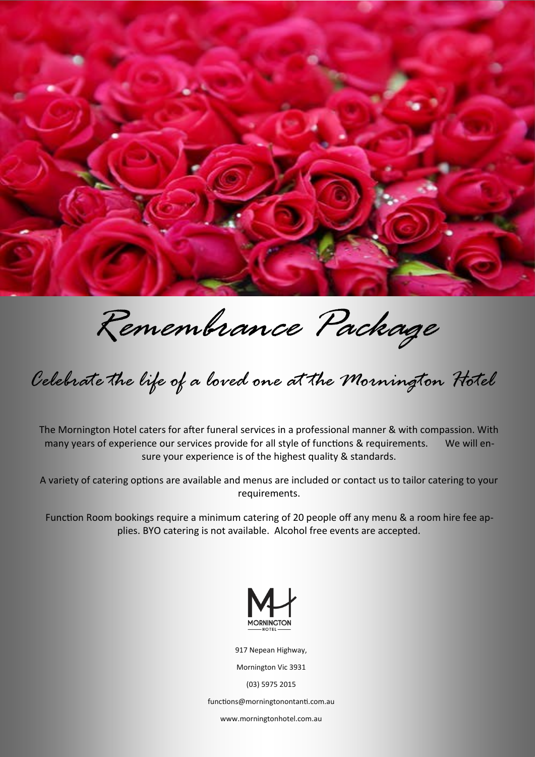# Remembrance Package

## Celebrate the life of a loved one at the Mornington Hotel

The Mornington Hotel caters for after funeral services in a professional manner & with compassion. With many years of experience our services provide for all style of functions & requirements. We will ensure your experience is of the highest quality & standards.

A variety of catering options are available and menus are included or contact us to tailor catering to your requirements.

Function Room bookings require a minimum catering of 20 people off any menu & a room hire fee applies. BYO catering is not available. Alcohol free events are accepted.

MORNINGTON HOTEL

917 Nepean Highway,

Mornington Vic 3931

(03) 5975 2015

functions@morningtonontanti.com.au

www.morningtonhotel.com.au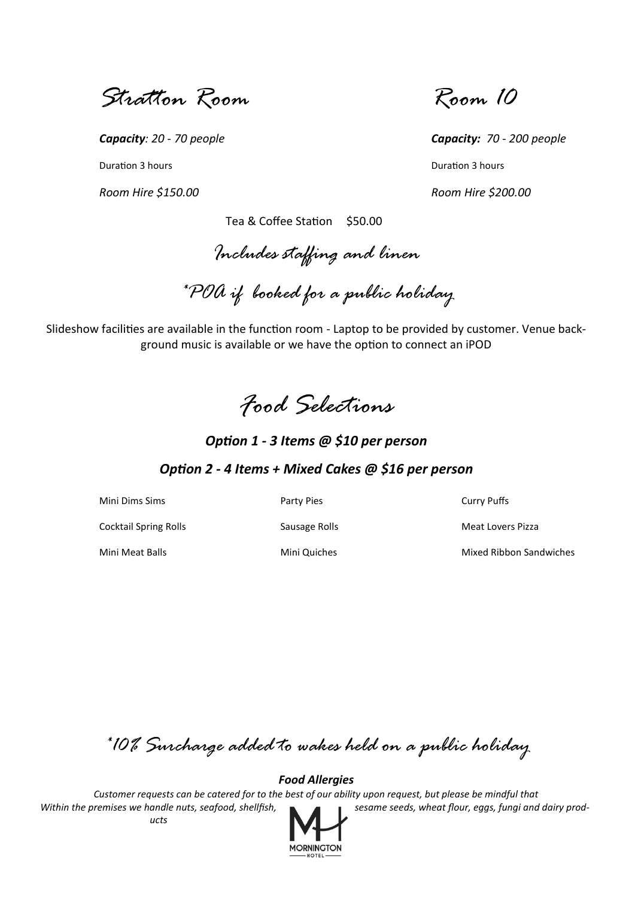## Stratton Room

***Capacity**: 20 - 70 people*

Duration 3 hours

*Room Hire $150.00*

## Room 10

***Capacity:** 70 - 200 people*

Duration 3 hours

*Room Hire $200.00*

Tea & Coffee Station $50.00

### Includes staffing and linen

### *POA if booked for a public holiday

Slideshow facilities are available in the function room - Laptop to be provided by customer. Venue background music is available or we have the option to connect an iPOD

## Food Selections

***Option 1 - 3 Items @ $10 per person***

***Option 2 - 4 Items + Mixed Cakes @ $16 per person***

| | | |
|---|---|---|
| Mini Dims Sims | Party Pies | Curry Puffs |
| Cocktail Spring Rolls | Sausage Rolls | Meat Lovers Pizza |
| Mini Meat Balls | Mini Quiches | Mixed Ribbon Sandwiches |

### *10% Surcharge added to wakes held on a public holiday

***Food Allergies***

*Customer requests can be catered for to the best of our ability upon request, but please be mindful that Within the premises we handle nuts, seafood, shellfish, sesame seeds, wheat flour, eggs, fungi and dairy products*

MORNINGTON HOTEL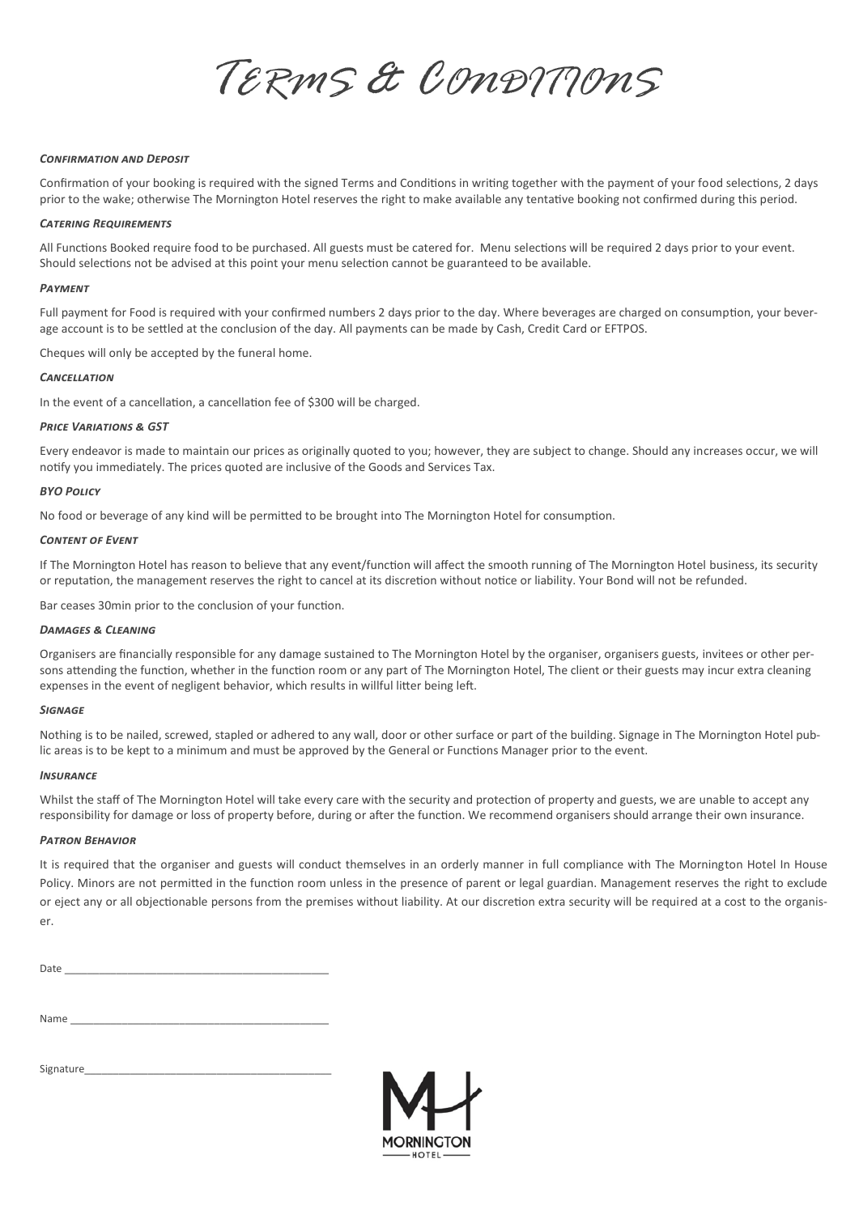# Terms & Conditions

***Confirmation and Deposit***

Confirmation of your booking is required with the signed Terms and Conditions in writing together with the payment of your food selections, 2 days prior to the wake; otherwise The Mornington Hotel reserves the right to make available any tentative booking not confirmed during this period.

***Catering Requirements***

All Functions Booked require food to be purchased. All guests must be catered for. Menu selections will be required 2 days prior to your event. Should selections not be advised at this point your menu selection cannot be guaranteed to be available.

***Payment***

Full payment for Food is required with your confirmed numbers 2 days prior to the day. Where beverages are charged on consumption, your beverage account is to be settled at the conclusion of the day. All payments can be made by Cash, Credit Card or EFTPOS.

Cheques will only be accepted by the funeral home.

***Cancellation***

In the event of a cancellation, a cancellation fee of $300 will be charged.

***Price Variations & GST***

Every endeavor is made to maintain our prices as originally quoted to you; however, they are subject to change. Should any increases occur, we will notify you immediately. The prices quoted are inclusive of the Goods and Services Tax.

***BYO Policy***

No food or beverage of any kind will be permitted to be brought into The Mornington Hotel for consumption.

***Content of Event***

If The Mornington Hotel has reason to believe that any event/function will affect the smooth running of The Mornington Hotel business, its security or reputation, the management reserves the right to cancel at its discretion without notice or liability. Your Bond will not be refunded.

Bar ceases 30min prior to the conclusion of your function.

***Damages & Cleaning***

Organisers are financially responsible for any damage sustained to The Mornington Hotel by the organiser, organisers guests, invitees or other persons attending the function, whether in the function room or any part of The Mornington Hotel, The client or their guests may incur extra cleaning expenses in the event of negligent behavior, which results in willful litter being left.

***Signage***

Nothing is to be nailed, screwed, stapled or adhered to any wall, door or other surface or part of the building. Signage in The Mornington Hotel public areas is to be kept to a minimum and must be approved by the General or Functions Manager prior to the event.

***Insurance***

Whilst the staff of The Mornington Hotel will take every care with the security and protection of property and guests, we are unable to accept any responsibility for damage or loss of property before, during or after the function. We recommend organisers should arrange their own insurance.

***Patron Behavior***

It is required that the organiser and guests will conduct themselves in an orderly manner in full compliance with The Mornington Hotel In House Policy. Minors are not permitted in the function room unless in the presence of parent or legal guardian. Management reserves the right to exclude or eject any or all objectionable persons from the premises without liability. At our discretion extra security will be required at a cost to the organiser.

Date ___________________________________________

Name ___________________________________________

Signature_________________________________________

MORNINGTON HOTEL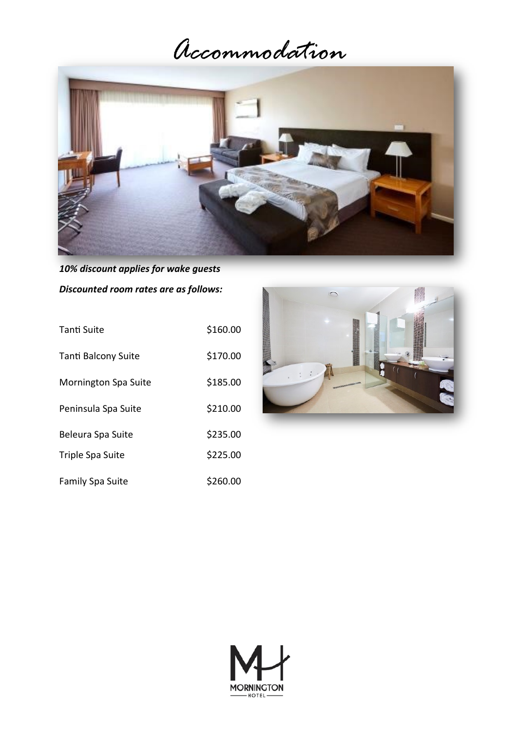# Accommodation

***10% discount applies for wake guests***

***Discounted room rates are as follows:***

| | |
|---|---|
| Tanti Suite | $160.00 |
| Tanti Balcony Suite | $170.00 |
| Mornington Spa Suite | $185.00 |
| Peninsula Spa Suite | $210.00 |
| Beleura Spa Suite | $235.00 |
| Triple Spa Suite | $225.00 |
| Family Spa Suite | $260.00 |

MORNINGTON HOTEL